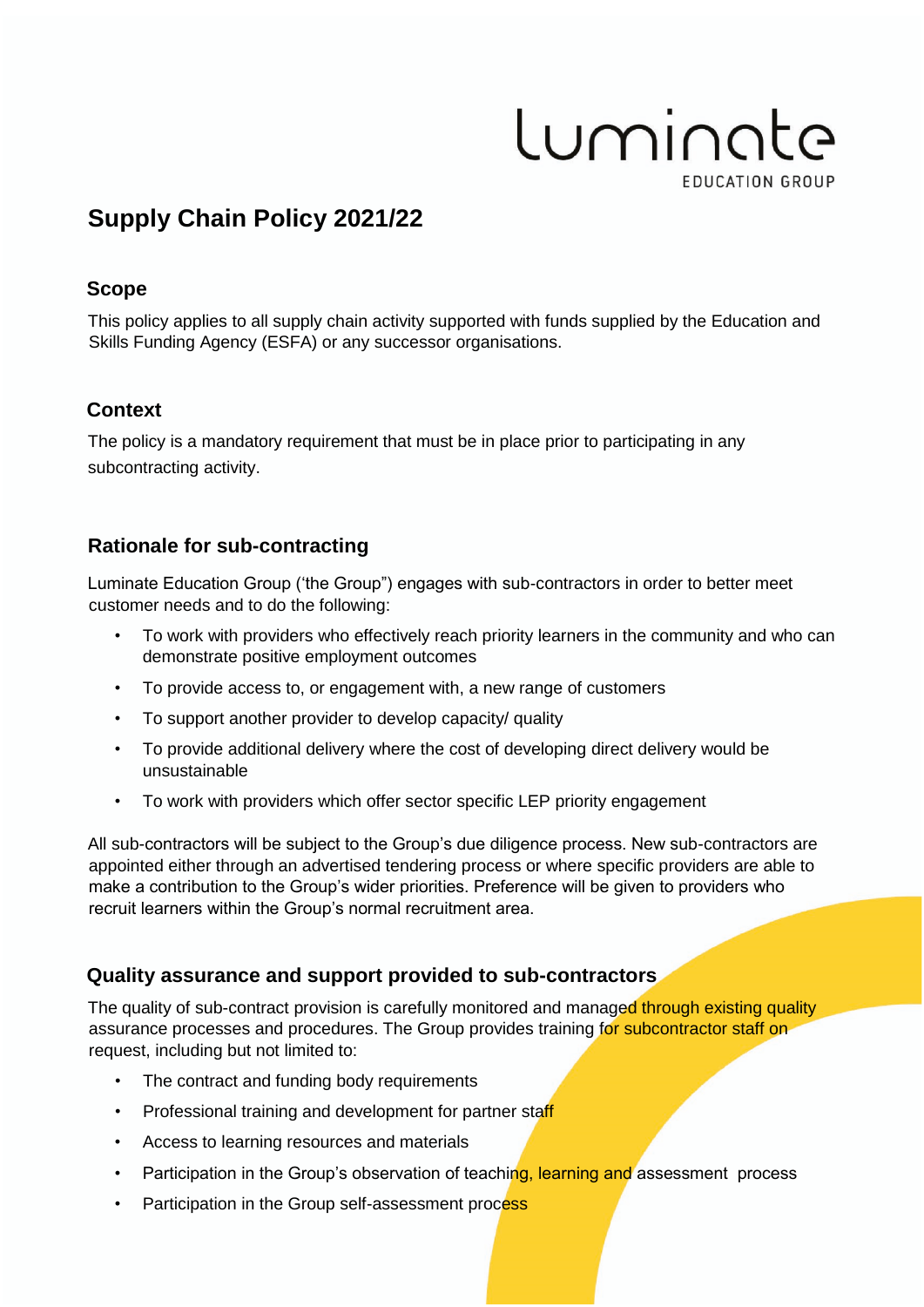# Supply Chain Policy 2021/22

## Scope

This policy applies to all supply chain activity supported with funds supplied by the Education and Skills Funding Agency (ESFA) or any successor organisations.

## Context

The policy is a mandatory requirement that must be in place prior to participating in any subcontracting activity.

## Rationale for sub-contracting

Luminate Education Group ('the Group") engages with sub-contractors in order to better meet customer needs and to do the following:

- To work with providers who effectively reach priority learners in the community and who can demonstrate positive employment outcomes
- To provide access to, or engagement with, a new range of customers
- To support another provider to develop capacity/ quality
- To provide additional delivery where the cost of developing direct delivery would be unsustainable
- To work with providers which offer sector specific LEP priority engagement

All sub-contractors will be subject to the Group's due diligence process. New sub-contractors are appointed either through an advertised tendering process or where specific providers are able to make a contribution to the Group's wider priorities. Preference will be given to providers who recruit learners within the Group's normal recruitment area.

## Quality assurance and support provided to sub-contractors

The quality of sub-contract provision is carefully monitored and managed through existing quality assurance processes and procedures. The Group provides training for subcontractor staff on request, including but not limited to:

- The contract and funding body requirements
- Professional training and development for partner staff
- Access to learning resources and materials
- Participation in the Group's observation of teaching, learning and assessment process
- Participation in the Group self-assessment process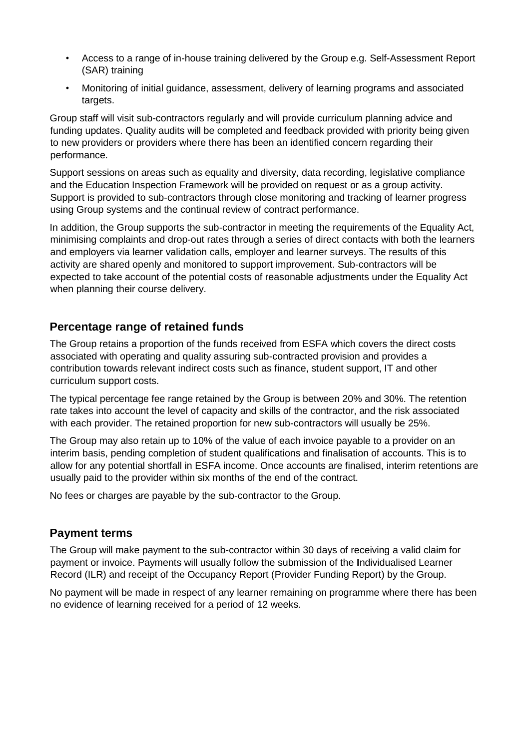- Access to a range of in-house training delivered by the Group e.g. Self-Assessment Report (SAR) training
- Monitoring of initial guidance, assessment, delivery of learning programs and associated targets.

Group staff will visit sub-contractors regularly and will provide curriculum planning advice and funding updates. Quality audits will be completed and feedback provided with priority being given to new providers or providers where there has been an identified concern regarding their performance.

Support sessions on areas such as equality and diversity, data recording, legislative compliance and the Education Inspection Framework will be provided on request or as a group activity. Support is provided to sub-contractors through close monitoring and tracking of learner progress using Group systems and the continual review of contract performance.

In addition, the Group supports the sub-contractor in meeting the requirements of the Equality Act, minimising complaints and drop-out rates through a series of direct contacts with both the learners and employers via learner validation calls, employer and learner surveys. The results of this activity are shared openly and monitored to support improvement. Sub-contractors will be expected to take account of the potential costs of reasonable adjustments under the Equality Act when planning their course delivery.

## Percentage range of retained funds

The Group retains a proportion of the funds received from ESFA which covers the direct costs associated with operating and quality assuring sub-contracted provision and provides a contribution towards relevant indirect costs such as finance, student support, IT and other curriculum support costs.

The typical percentage fee range retained by the Group is between 20% and 30%. The retention rate takes into account the level of capacity and skills of the contractor, and the risk associated with each provider. The retained proportion for new sub-contractors will usually be 25%.

The Group may also retain up to 10% of the value of each invoice payable to a provider on an interim basis, pending completion of student qualifications and finalisation of accounts. This is to allow for any potential shortfall in ESFA income. Once accounts are finalised, interim retentions are usually paid to the provider within six months of the end of the contract.

No fees or charges are payable by the sub-contractor to the Group.

## Payment terms

The Group will make payment to the sub-contractor within 30 days of receiving a valid claim for payment or invoice. Payments will usually follow the submission of the Individualised Learner Record (ILR) and receipt of the Occupancy Report (Provider Funding Report) by the Group.

No payment will be made in respect of any learner remaining on programme where there has been no evidence of learning received for a period of 12 weeks.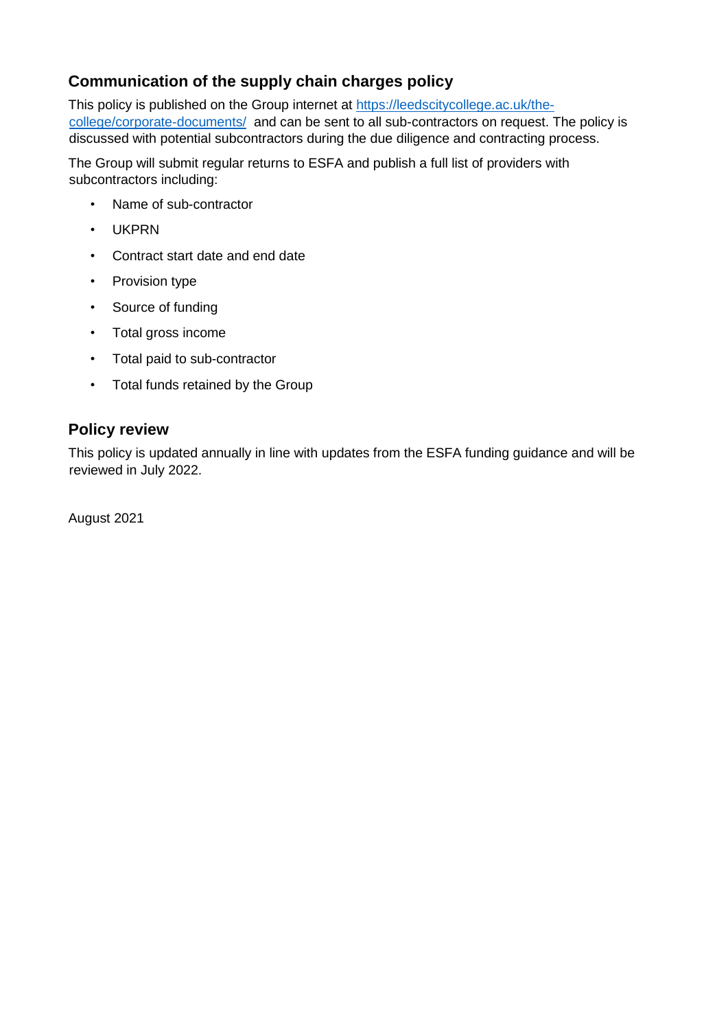## Communication of the supply chain charges policy

This policy is published on the Group internet at [https://leedscitycollege.ac.uk/the-college/corporate-documents/](https://leedscitycollege.ac.uk/the-college/corporate-documents/) and can be sent to all sub-contractors on request. The policy is discussed with potential subcontractors during the due diligence and contracting process.

The Group will submit regular returns to ESFA and publish a full list of providers with subcontractors including:

- Name of sub-contractor
- UKPRN
- Contract start date and end date
- Provision type
- Source of funding
- Total gross income
- Total paid to sub-contractor
- Total funds retained by the Group

## Policy review

This policy is updated annually in line with updates from the ESFA funding guidance and will be reviewed in July 2022.

August 2021